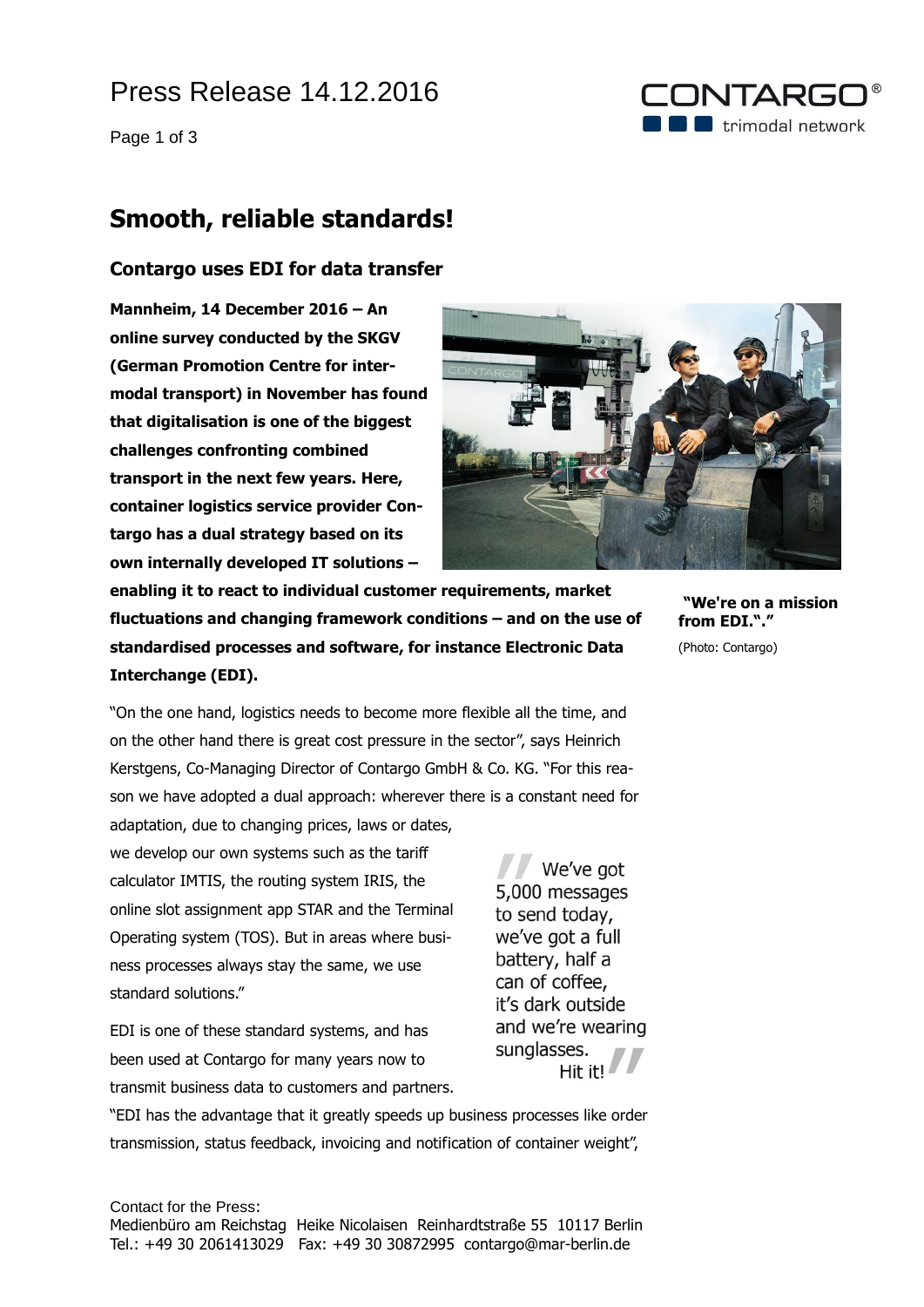# Smooth, reliable standards!

## Contargo uses EDI for data transfer

**Mannheim, 14 December 2016 – An online survey conducted by the SKGV (German Promotion Centre for intermodal transport) in November has found that digitalisation is one of the biggest challenges confronting combined transport in the next few years. Here, container logistics service provider Contargo has a dual strategy based on its own internally developed IT solutions – enabling it to react to individual customer requirements, market fluctuations and changing framework conditions – and on the use of standardised processes and software, for instance Electronic Data Interchange (EDI).**

**"We're on a mission from EDI."."**

(Photo: Contargo)

"On the one hand, logistics needs to become more flexible all the time, and on the other hand there is great cost pressure in the sector", says Heinrich Kerstgens, Co-Managing Director of Contargo GmbH & Co. KG. "For this reason we have adopted a dual approach: wherever there is a constant need for adaptation, due to changing prices, laws or dates, we develop our own systems such as the tariff calculator IMTIS, the routing system IRIS, the online slot assignment app STAR and the Terminal Operating system (TOS). But in areas where business processes always stay the same, we use standard solutions."

> "We've got 5,000 messages to send today, we've got a full battery, half a can of coffee, it's dark outside and we're wearing sunglasses. Hit it!"

EDI is one of these standard systems, and has been used at Contargo for many years now to transmit business data to customers and partners. "EDI has the advantage that it greatly speeds up business processes like order transmission, status feedback, invoicing and notification of container weight",

Contact for the Press:
Medienbüro am Reichstag Heike Nicolaisen Reinhardtstraße 55 10117 Berlin
Tel.: +49 30 2061413029 Fax: +49 30 30872995 contargo@mar-berlin.de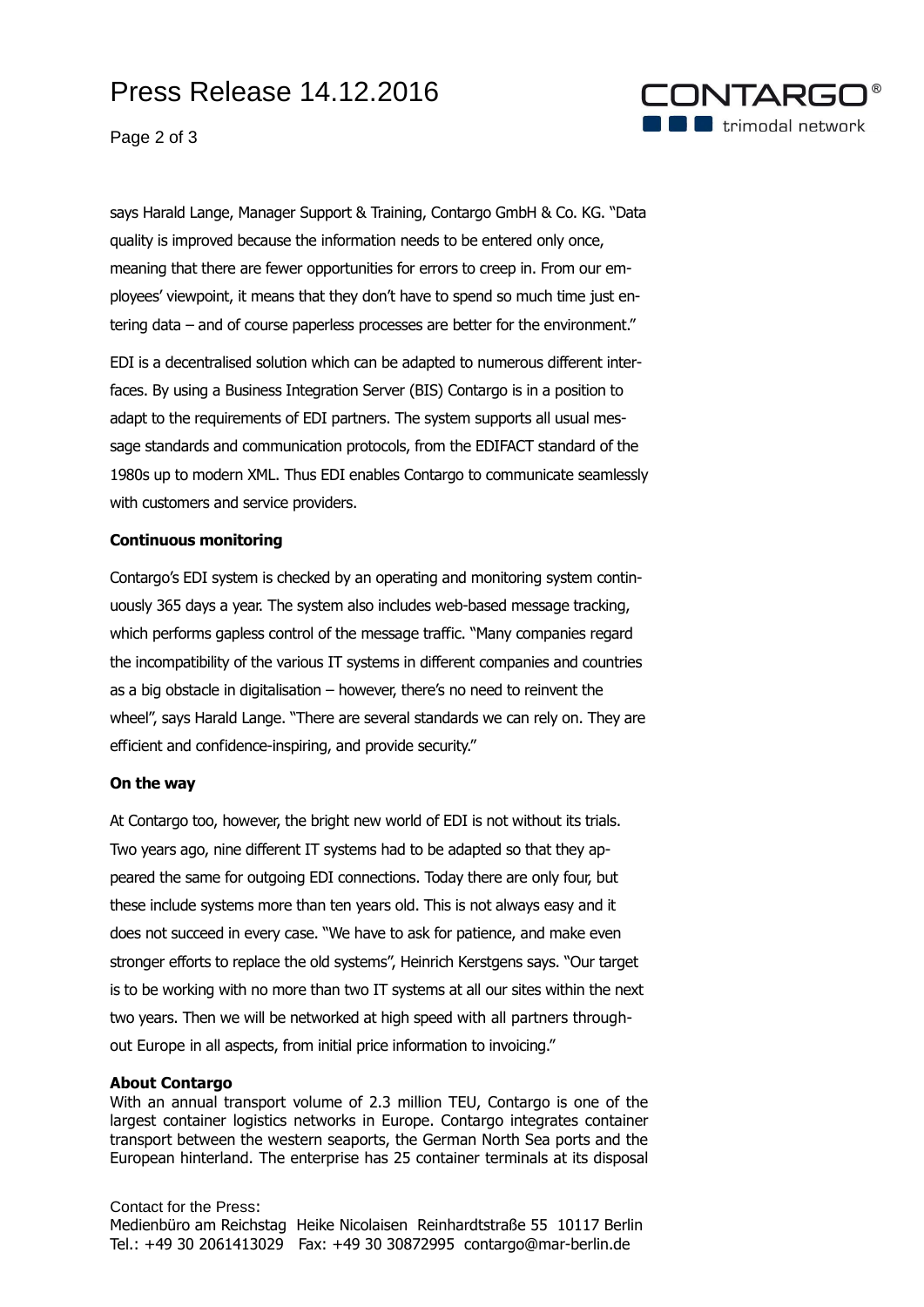says Harald Lange, Manager Support & Training, Contargo GmbH & Co. KG. "Data quality is improved because the information needs to be entered only once, meaning that there are fewer opportunities for errors to creep in. From our employees' viewpoint, it means that they don't have to spend so much time just entering data – and of course paperless processes are better for the environment."

EDI is a decentralised solution which can be adapted to numerous different interfaces. By using a Business Integration Server (BIS) Contargo is in a position to adapt to the requirements of EDI partners. The system supports all usual message standards and communication protocols, from the EDIFACT standard of the 1980s up to modern XML. Thus EDI enables Contargo to communicate seamlessly with customers and service providers.

**Continuous monitoring**

Contargo's EDI system is checked by an operating and monitoring system continuously 365 days a year. The system also includes web-based message tracking, which performs gapless control of the message traffic. "Many companies regard the incompatibility of the various IT systems in different companies and countries as a big obstacle in digitalisation – however, there's no need to reinvent the wheel", says Harald Lange. "There are several standards we can rely on. They are efficient and confidence-inspiring, and provide security."

**On the way**

At Contargo too, however, the bright new world of EDI is not without its trials. Two years ago, nine different IT systems had to be adapted so that they appeared the same for outgoing EDI connections. Today there are only four, but these include systems more than ten years old. This is not always easy and it does not succeed in every case. "We have to ask for patience, and make even stronger efforts to replace the old systems", Heinrich Kerstgens says. "Our target is to be working with no more than two IT systems at all our sites within the next two years. Then we will be networked at high speed with all partners throughout Europe in all aspects, from initial price information to invoicing."

**About Contargo**

With an annual transport volume of 2.3 million TEU, Contargo is one of the largest container logistics networks in Europe. Contargo integrates container transport between the western seaports, the German North Sea ports and the European hinterland. The enterprise has 25 container terminals at its disposal

Contact for the Press:
Medienbüro am Reichstag Heike Nicolaisen Reinhardtstraße 55 10117 Berlin
Tel.: +49 30 2061413029 Fax: +49 30 30872995 contargo@mar-berlin.de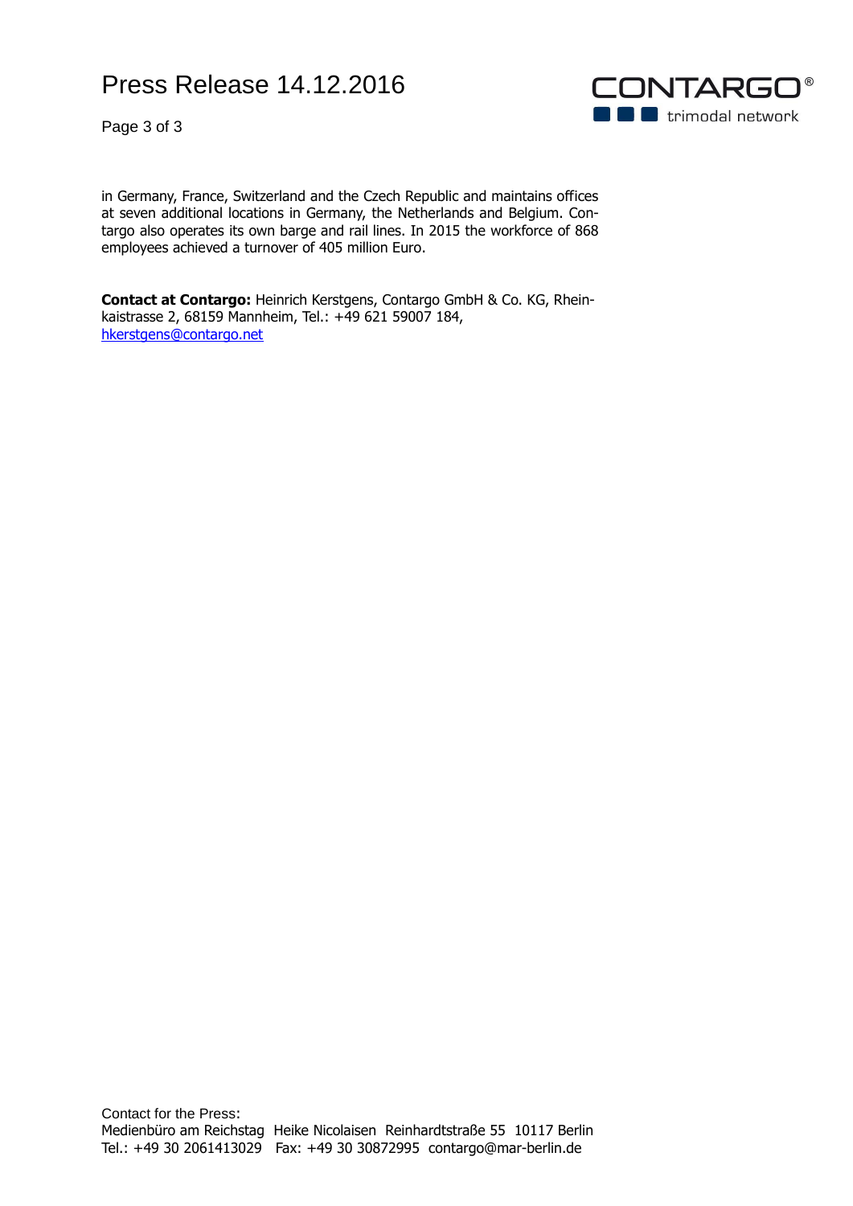in Germany, France, Switzerland and the Czech Republic and maintains offices at seven additional locations in Germany, the Netherlands and Belgium. Contargo also operates its own barge and rail lines. In 2015 the workforce of 868 employees achieved a turnover of 405 million Euro.

**Contact at Contargo:** Heinrich Kerstgens, Contargo GmbH & Co. KG, Rheinkaistrasse 2, 68159 Mannheim, Tel.: +49 621 59007 184, [hkerstgens@contargo.net](mailto:hkerstgens@contargo.net)

Contact for the Press:
Medienbüro am Reichstag Heike Nicolaisen Reinhardtstraße 55 10117 Berlin
Tel.: +49 30 2061413029 Fax: +49 30 30872995 contargo@mar-berlin.de